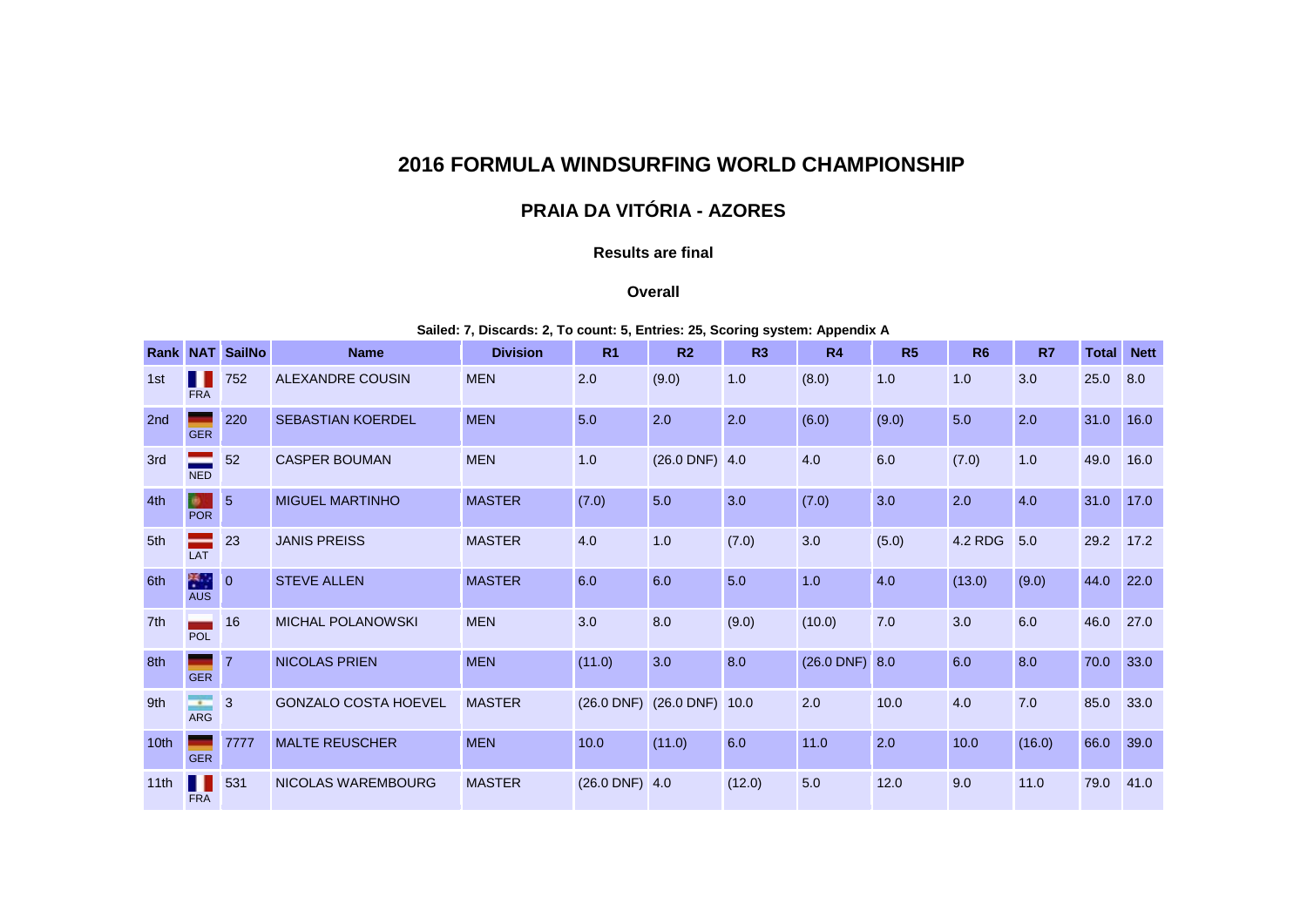# 2016 FORMULA WINDSURFING WORLD CHAMPIONSHIP

## PRAIA DA VITÓRIA - AZORES

**Results are final**

**Overall**

**Sailed: 7, Discards: 2, To count: 5, Entries: 25, Scoring system: Appendix A**

| Rank | NAT | SailNo | Name | Division | R1 | R2 | R3 | R4 | R5 | R6 | R7 | Total | Nett |
|---|---|---|---|---|---|---|---|---|---|---|---|---|---|
| 1st | FRA | 752 | ALEXANDRE COUSIN | MEN | 2.0 | (9.0) | 1.0 | (8.0) | 1.0 | 1.0 | 3.0 | 25.0 | 8.0 |
| 2nd | GER | 220 | SEBASTIAN KOERDEL | MEN | 5.0 | 2.0 | 2.0 | (6.0) | (9.0) | 5.0 | 2.0 | 31.0 | 16.0 |
| 3rd | NED | 52 | CASPER BOUMAN | MEN | 1.0 | (26.0 DNF) | 4.0 | 4.0 | 6.0 | (7.0) | 1.0 | 49.0 | 16.0 |
| 4th | POR | 5 | MIGUEL MARTINHO | MASTER | (7.0) | 5.0 | 3.0 | (7.0) | 3.0 | 2.0 | 4.0 | 31.0 | 17.0 |
| 5th | LAT | 23 | JANIS PREISS | MASTER | 4.0 | 1.0 | (7.0) | 3.0 | (5.0) | 4.2 RDG | 5.0 | 29.2 | 17.2 |
| 6th | AUS | 0 | STEVE ALLEN | MASTER | 6.0 | 6.0 | 5.0 | 1.0 | 4.0 | (13.0) | (9.0) | 44.0 | 22.0 |
| 7th | POL | 16 | MICHAL POLANOWSKI | MEN | 3.0 | 8.0 | (9.0) | (10.0) | 7.0 | 3.0 | 6.0 | 46.0 | 27.0 |
| 8th | GER | 7 | NICOLAS PRIEN | MEN | (11.0) | 3.0 | 8.0 | (26.0 DNF) | 8.0 | 6.0 | 8.0 | 70.0 | 33.0 |
| 9th | ARG | 3 | GONZALO COSTA HOEVEL | MASTER | (26.0 DNF) | (26.0 DNF) | 10.0 | 2.0 | 10.0 | 4.0 | 7.0 | 85.0 | 33.0 |
| 10th | GER | 7777 | MALTE REUSCHER | MEN | 10.0 | (11.0) | 6.0 | 11.0 | 2.0 | 10.0 | (16.0) | 66.0 | 39.0 |
| 11th | FRA | 531 | NICOLAS WAREMBOURG | MASTER | (26.0 DNF) | 4.0 | (12.0) | 5.0 | 12.0 | 9.0 | 11.0 | 79.0 | 41.0 |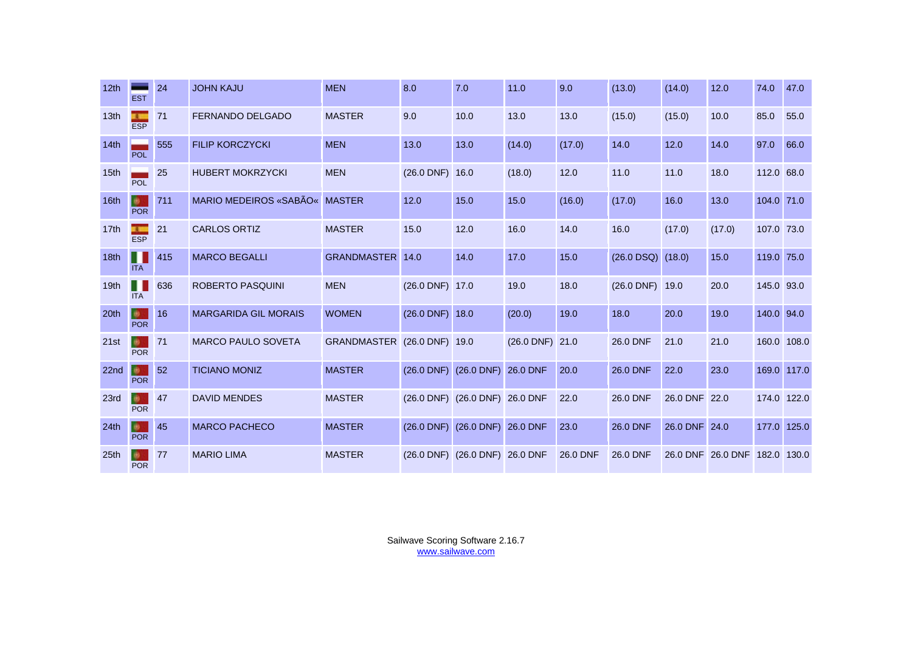| | | | | | | | | | | | | | |
|---|---|---|---|---|---|---|---|---|---|---|---|---|---|
| 12th | EST | 24 | JOHN KAJU | MEN | 8.0 | 7.0 | 11.0 | 9.0 | (13.0) | (14.0) | 12.0 | 74.0 | 47.0 |
| 13th | ESP | 71 | FERNANDO DELGADO | MASTER | 9.0 | 10.0 | 13.0 | 13.0 | (15.0) | (15.0) | 10.0 | 85.0 | 55.0 |
| 14th | POL | 555 | FILIP KORCZYCKI | MEN | 13.0 | 13.0 | (14.0) | (17.0) | 14.0 | 12.0 | 14.0 | 97.0 | 66.0 |
| 15th | POL | 25 | HUBERT MOKRZYCKI | MEN | (26.0 DNF) | 16.0 | (18.0) | 12.0 | 11.0 | 11.0 | 18.0 | 112.0 | 68.0 |
| 16th | POR | 711 | MARIO MEDEIROS «SABÃO« | MASTER | 12.0 | 15.0 | 15.0 | (16.0) | (17.0) | 16.0 | 13.0 | 104.0 | 71.0 |
| 17th | ESP | 21 | CARLOS ORTIZ | MASTER | 15.0 | 12.0 | 16.0 | 14.0 | 16.0 | (17.0) | (17.0) | 107.0 | 73.0 |
| 18th | ITA | 415 | MARCO BEGALLI | GRANDMASTER | 14.0 | 14.0 | 17.0 | 15.0 | (26.0 DSQ) | (18.0) | 15.0 | 119.0 | 75.0 |
| 19th | ITA | 636 | ROBERTO PASQUINI | MEN | (26.0 DNF) | 17.0 | 19.0 | 18.0 | (26.0 DNF) | 19.0 | 20.0 | 145.0 | 93.0 |
| 20th | POR | 16 | MARGARIDA GIL MORAIS | WOMEN | (26.0 DNF) | 18.0 | (20.0) | 19.0 | 18.0 | 20.0 | 19.0 | 140.0 | 94.0 |
| 21st | POR | 71 | MARCO PAULO SOVETA | GRANDMASTER | (26.0 DNF) | 19.0 | (26.0 DNF) | 21.0 | 26.0 DNF | 21.0 | 21.0 | 160.0 | 108.0 |
| 22nd | POR | 52 | TICIANO MONIZ | MASTER | (26.0 DNF) | (26.0 DNF) | 26.0 DNF | 20.0 | 26.0 DNF | 22.0 | 23.0 | 169.0 | 117.0 |
| 23rd | POR | 47 | DAVID MENDES | MASTER | (26.0 DNF) | (26.0 DNF) | 26.0 DNF | 22.0 | 26.0 DNF | 26.0 DNF | 22.0 | 174.0 | 122.0 |
| 24th | POR | 45 | MARCO PACHECO | MASTER | (26.0 DNF) | (26.0 DNF) | 26.0 DNF | 23.0 | 26.0 DNF | 26.0 DNF | 24.0 | 177.0 | 125.0 |
| 25th | POR | 77 | MARIO LIMA | MASTER | (26.0 DNF) | (26.0 DNF) | 26.0 DNF | 26.0 DNF | 26.0 DNF | 26.0 DNF | 26.0 DNF | 182.0 | 130.0 |

Sailwave Scoring Software 2.16.7
www.sailwave.com